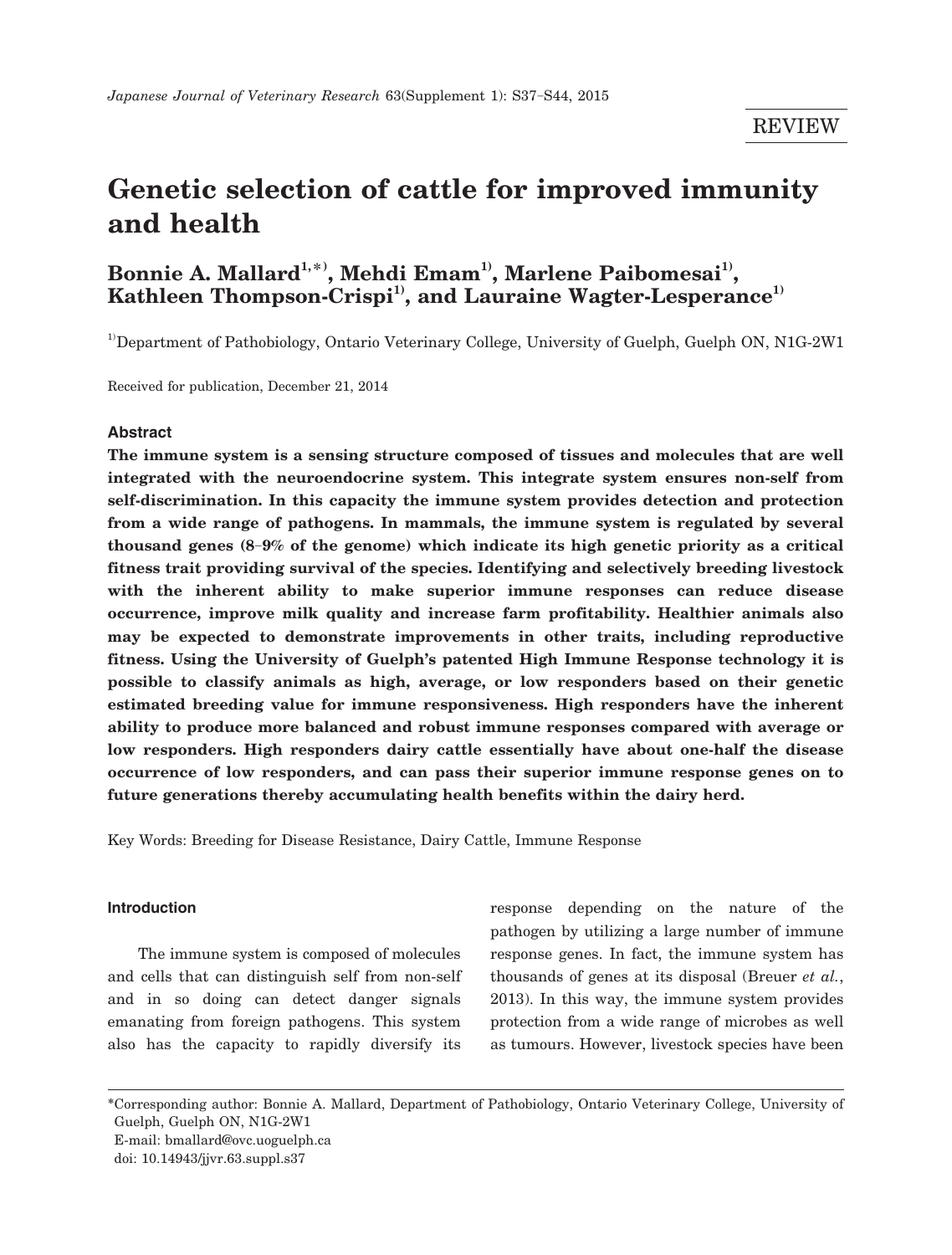REVIEW

# Genetic selection of cattle for improved immunity and health

**Bonnie A. Mallard[1,*], Mehdi Emam[1], Marlene Paibomesai[1], Kathleen Thompson-Crispi[1], and Lauraine Wagter-Lesperance[1]**

[1]Department of Pathobiology, Ontario Veterinary College, University of Guelph, Guelph ON, N1G-2W1

Received for publication, December 21, 2014

## Abstract

**The immune system is a sensing structure composed of tissues and molecules that are well integrated with the neuroendocrine system. This integrate system ensures non-self from self-discrimination. In this capacity the immune system provides detection and protection from a wide range of pathogens. In mammals, the immune system is regulated by several thousand genes (8–9% of the genome) which indicate its high genetic priority as a critical fitness trait providing survival of the species. Identifying and selectively breeding livestock with the inherent ability to make superior immune responses can reduce disease occurrence, improve milk quality and increase farm profitability. Healthier animals also may be expected to demonstrate improvements in other traits, including reproductive fitness. Using the University of Guelph's patented High Immune Response technology it is possible to classify animals as high, average, or low responders based on their genetic estimated breeding value for immune responsiveness. High responders have the inherent ability to produce more balanced and robust immune responses compared with average or low responders. High responders dairy cattle essentially have about one-half the disease occurrence of low responders, and can pass their superior immune response genes on to future generations thereby accumulating health benefits within the dairy herd.**

Key Words: Breeding for Disease Resistance, Dairy Cattle, Immune Response

## Introduction

The immune system is composed of molecules and cells that can distinguish self from non-self and in so doing can detect danger signals emanating from foreign pathogens. This system also has the capacity to rapidly diversify its response depending on the nature of the pathogen by utilizing a large number of immune response genes. In fact, the immune system has thousands of genes at its disposal (Breuer *et al.*, 2013). In this way, the immune system provides protection from a wide range of microbes as well as tumours. However, livestock species have been

*Corresponding author: Bonnie A. Mallard, Department of Pathobiology, Ontario Veterinary College, University of Guelph, Guelph ON, N1G-2W1
E-mail: bmallard@ovc.uoguelph.ca
doi: 10.14943/jjvr.63.suppl.s37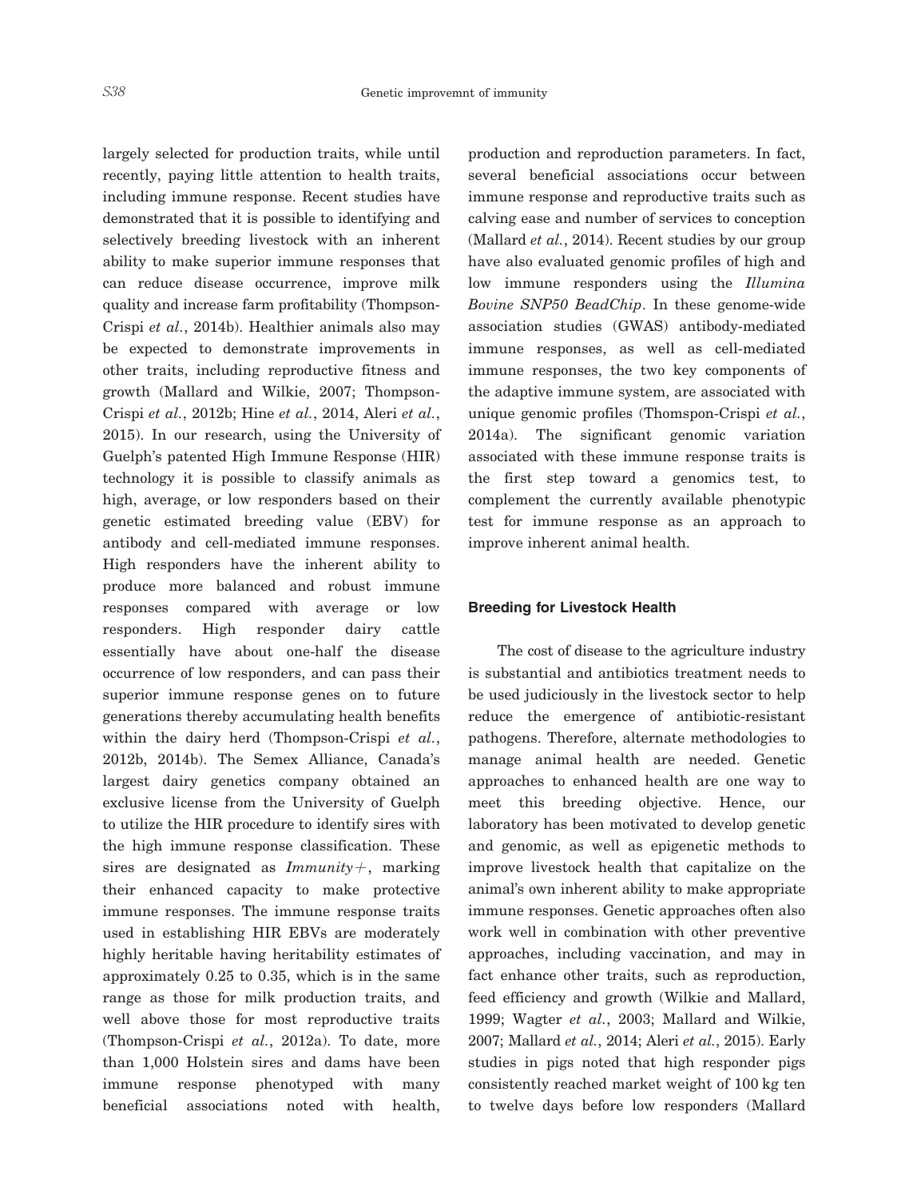largely selected for production traits, while until recently, paying little attention to health traits, including immune response. Recent studies have demonstrated that it is possible to identifying and selectively breeding livestock with an inherent ability to make superior immune responses that can reduce disease occurrence, improve milk quality and increase farm profitability (Thompson-Crispi *et al.*, 2014b). Healthier animals also may be expected to demonstrate improvements in other traits, including reproductive fitness and growth (Mallard and Wilkie, 2007; Thompson-Crispi *et al.*, 2012b; Hine *et al.*, 2014, Aleri *et al.*, 2015). In our research, using the University of Guelph's patented High Immune Response (HIR) technology it is possible to classify animals as high, average, or low responders based on their genetic estimated breeding value (EBV) for antibody and cell-mediated immune responses. High responders have the inherent ability to produce more balanced and robust immune responses compared with average or low responders. High responder dairy cattle essentially have about one-half the disease occurrence of low responders, and can pass their superior immune response genes on to future generations thereby accumulating health benefits within the dairy herd (Thompson-Crispi *et al.*, 2012b, 2014b). The Semex Alliance, Canada's largest dairy genetics company obtained an exclusive license from the University of Guelph to utilize the HIR procedure to identify sires with the high immune response classification. These sires are designated as *Immunity+*, marking their enhanced capacity to make protective immune responses. The immune response traits used in establishing HIR EBVs are moderately highly heritable having heritability estimates of approximately 0.25 to 0.35, which is in the same range as those for milk production traits, and well above those for most reproductive traits (Thompson-Crispi *et al.*, 2012a). To date, more than 1,000 Holstein sires and dams have been immune response phenotyped with many beneficial associations noted with health, production and reproduction parameters. In fact, several beneficial associations occur between immune response and reproductive traits such as calving ease and number of services to conception (Mallard *et al.*, 2014). Recent studies by our group have also evaluated genomic profiles of high and low immune responders using the *Illumina Bovine SNP50 BeadChip*. In these genome-wide association studies (GWAS) antibody-mediated immune responses, as well as cell-mediated immune responses, the two key components of the adaptive immune system, are associated with unique genomic profiles (Thomspon-Crispi *et al.*, 2014a). The significant genomic variation associated with these immune response traits is the first step toward a genomics test, to complement the currently available phenotypic test for immune response as an approach to improve inherent animal health.

## Breeding for Livestock Health

The cost of disease to the agriculture industry is substantial and antibiotics treatment needs to be used judiciously in the livestock sector to help reduce the emergence of antibiotic-resistant pathogens. Therefore, alternate methodologies to manage animal health are needed. Genetic approaches to enhanced health are one way to meet this breeding objective. Hence, our laboratory has been motivated to develop genetic and genomic, as well as epigenetic methods to improve livestock health that capitalize on the animal's own inherent ability to make appropriate immune responses. Genetic approaches often also work well in combination with other preventive approaches, including vaccination, and may in fact enhance other traits, such as reproduction, feed efficiency and growth (Wilkie and Mallard, 1999; Wagter *et al.*, 2003; Mallard and Wilkie, 2007; Mallard *et al.*, 2014; Aleri *et al.*, 2015). Early studies in pigs noted that high responder pigs consistently reached market weight of 100 kg ten to twelve days before low responders (Mallard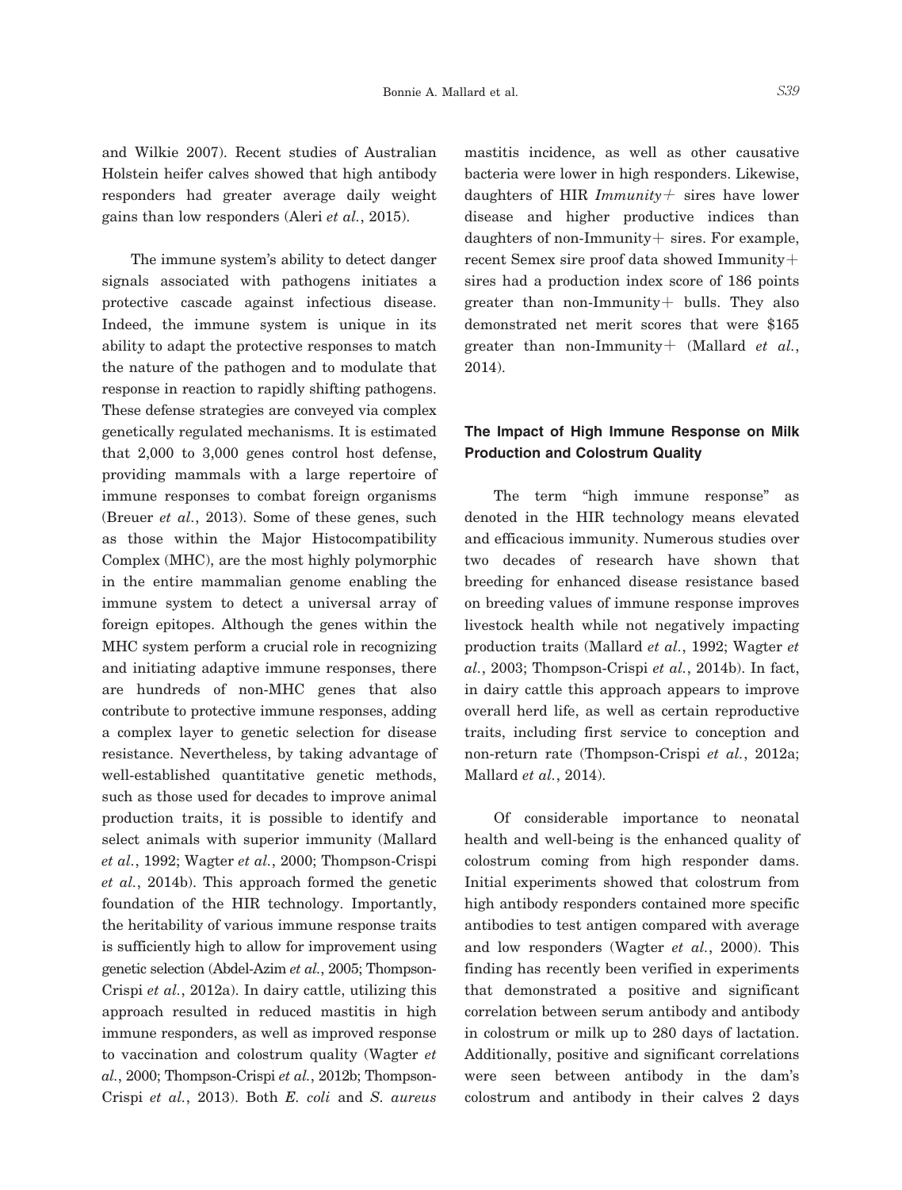and Wilkie 2007). Recent studies of Australian Holstein heifer calves showed that high antibody responders had greater average daily weight gains than low responders (Aleri *et al.*, 2015).

The immune system's ability to detect danger signals associated with pathogens initiates a protective cascade against infectious disease. Indeed, the immune system is unique in its ability to adapt the protective responses to match the nature of the pathogen and to modulate that response in reaction to rapidly shifting pathogens. These defense strategies are conveyed via complex genetically regulated mechanisms. It is estimated that 2,000 to 3,000 genes control host defense, providing mammals with a large repertoire of immune responses to combat foreign organisms (Breuer *et al.*, 2013). Some of these genes, such as those within the Major Histocompatibility Complex (MHC), are the most highly polymorphic in the entire mammalian genome enabling the immune system to detect a universal array of foreign epitopes. Although the genes within the MHC system perform a crucial role in recognizing and initiating adaptive immune responses, there are hundreds of non-MHC genes that also contribute to protective immune responses, adding a complex layer to genetic selection for disease resistance. Nevertheless, by taking advantage of well-established quantitative genetic methods, such as those used for decades to improve animal production traits, it is possible to identify and select animals with superior immunity (Mallard *et al.*, 1992; Wagter *et al.*, 2000; Thompson-Crispi *et al.*, 2014b). This approach formed the genetic foundation of the HIR technology. Importantly, the heritability of various immune response traits is sufficiently high to allow for improvement using genetic selection (Abdel-Azim *et al.*, 2005; Thompson-Crispi *et al.*, 2012a). In dairy cattle, utilizing this approach resulted in reduced mastitis in high immune responders, as well as improved response to vaccination and colostrum quality (Wagter *et al.*, 2000; Thompson-Crispi *et al.*, 2012b; Thompson-Crispi *et al.*, 2013). Both *E. coli* and *S. aureus* mastitis incidence, as well as other causative bacteria were lower in high responders. Likewise, daughters of HIR *Immunity+* sires have lower disease and higher productive indices than daughters of non-Immunity+ sires. For example, recent Semex sire proof data showed Immunity+ sires had a production index score of 186 points greater than non-Immunity+ bulls. They also demonstrated net merit scores that were $165 greater than non-Immunity+ (Mallard *et al.*, 2014).

## The Impact of High Immune Response on Milk Production and Colostrum Quality

The term "high immune response" as denoted in the HIR technology means elevated and efficacious immunity. Numerous studies over two decades of research have shown that breeding for enhanced disease resistance based on breeding values of immune response improves livestock health while not negatively impacting production traits (Mallard *et al.*, 1992; Wagter *et al.*, 2003; Thompson-Crispi *et al.*, 2014b). In fact, in dairy cattle this approach appears to improve overall herd life, as well as certain reproductive traits, including first service to conception and non-return rate (Thompson-Crispi *et al.*, 2012a; Mallard *et al.*, 2014).

Of considerable importance to neonatal health and well-being is the enhanced quality of colostrum coming from high responder dams. Initial experiments showed that colostrum from high antibody responders contained more specific antibodies to test antigen compared with average and low responders (Wagter *et al.*, 2000). This finding has recently been verified in experiments that demonstrated a positive and significant correlation between serum antibody and antibody in colostrum or milk up to 280 days of lactation. Additionally, positive and significant correlations were seen between antibody in the dam's colostrum and antibody in their calves 2 days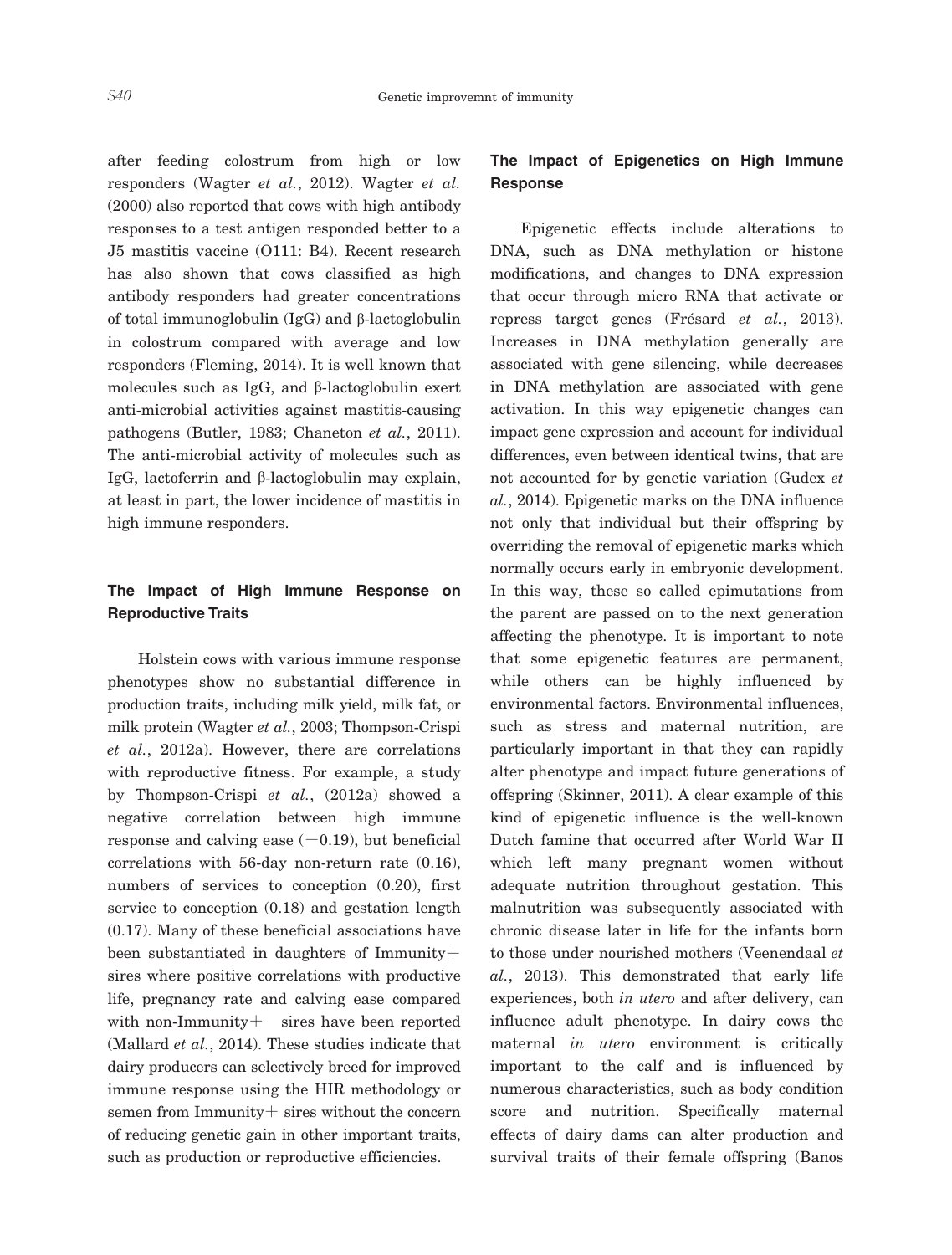after feeding colostrum from high or low responders (Wagter *et al.*, 2012). Wagter *et al.* (2000) also reported that cows with high antibody responses to a test antigen responded better to a J5 mastitis vaccine (O111: B4). Recent research has also shown that cows classified as high antibody responders had greater concentrations of total immunoglobulin (IgG) and β-lactoglobulin in colostrum compared with average and low responders (Fleming, 2014). It is well known that molecules such as IgG, and β-lactoglobulin exert anti-microbial activities against mastitis-causing pathogens (Butler, 1983; Chaneton *et al.*, 2011). The anti-microbial activity of molecules such as IgG, lactoferrin and β-lactoglobulin may explain, at least in part, the lower incidence of mastitis in high immune responders.

## The Impact of High Immune Response on Reproductive Traits

Holstein cows with various immune response phenotypes show no substantial difference in production traits, including milk yield, milk fat, or milk protein (Wagter *et al.*, 2003; Thompson-Crispi *et al.*, 2012a). However, there are correlations with reproductive fitness. For example, a study by Thompson-Crispi *et al.*, (2012a) showed a negative correlation between high immune response and calving ease (−0.19), but beneficial correlations with 56-day non-return rate (0.16), numbers of services to conception (0.20), first service to conception (0.18) and gestation length (0.17). Many of these beneficial associations have been substantiated in daughters of Immunity+ sires where positive correlations with productive life, pregnancy rate and calving ease compared with non-Immunity+ sires have been reported (Mallard *et al.*, 2014). These studies indicate that dairy producers can selectively breed for improved immune response using the HIR methodology or semen from Immunity+ sires without the concern of reducing genetic gain in other important traits, such as production or reproductive efficiencies.

## The Impact of Epigenetics on High Immune Response

Epigenetic effects include alterations to DNA, such as DNA methylation or histone modifications, and changes to DNA expression that occur through micro RNA that activate or repress target genes (Frésard *et al.*, 2013). Increases in DNA methylation generally are associated with gene silencing, while decreases in DNA methylation are associated with gene activation. In this way epigenetic changes can impact gene expression and account for individual differences, even between identical twins, that are not accounted for by genetic variation (Gudex *et al.*, 2014). Epigenetic marks on the DNA influence not only that individual but their offspring by overriding the removal of epigenetic marks which normally occurs early in embryonic development. In this way, these so called epimutations from the parent are passed on to the next generation affecting the phenotype. It is important to note that some epigenetic features are permanent, while others can be highly influenced by environmental factors. Environmental influences, such as stress and maternal nutrition, are particularly important in that they can rapidly alter phenotype and impact future generations of offspring (Skinner, 2011). A clear example of this kind of epigenetic influence is the well-known Dutch famine that occurred after World War II which left many pregnant women without adequate nutrition throughout gestation. This malnutrition was subsequently associated with chronic disease later in life for the infants born to those under nourished mothers (Veenendaal *et al.*, 2013). This demonstrated that early life experiences, both *in utero* and after delivery, can influence adult phenotype. In dairy cows the maternal *in utero* environment is critically important to the calf and is influenced by numerous characteristics, such as body condition score and nutrition. Specifically maternal effects of dairy dams can alter production and survival traits of their female offspring (Banos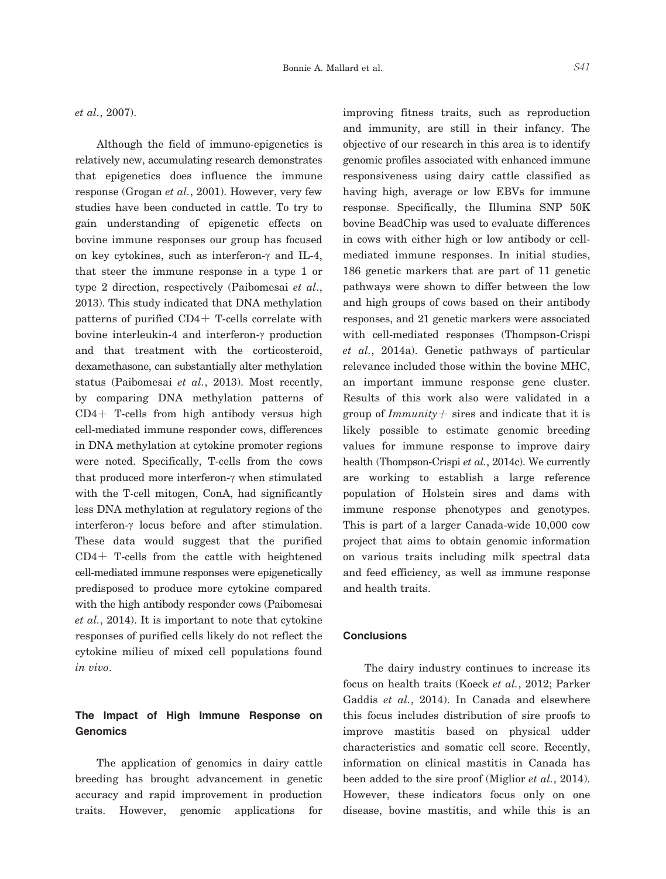*et al.*, 2007).

Although the field of immuno-epigenetics is relatively new, accumulating research demonstrates that epigenetics does influence the immune response (Grogan *et al.*, 2001). However, very few studies have been conducted in cattle. To try to gain understanding of epigenetic effects on bovine immune responses our group has focused on key cytokines, such as interferon-γ and IL-4, that steer the immune response in a type 1 or type 2 direction, respectively (Paibomesai *et al.*, 2013). This study indicated that DNA methylation patterns of purified CD4+ T-cells correlate with bovine interleukin-4 and interferon-γ production and that treatment with the corticosteroid, dexamethasone, can substantially alter methylation status (Paibomesai *et al.*, 2013). Most recently, by comparing DNA methylation patterns of CD4+ T-cells from high antibody versus high cell-mediated immune responder cows, differences in DNA methylation at cytokine promoter regions were noted. Specifically, T-cells from the cows that produced more interferon-γ when stimulated with the T-cell mitogen, ConA, had significantly less DNA methylation at regulatory regions of the interferon-γ locus before and after stimulation. These data would suggest that the purified CD4+ T-cells from the cattle with heightened cell-mediated immune responses were epigenetically predisposed to produce more cytokine compared with the high antibody responder cows (Paibomesai *et al.*, 2014). It is important to note that cytokine responses of purified cells likely do not reflect the cytokine milieu of mixed cell populations found *in vivo*.

## The Impact of High Immune Response on Genomics

The application of genomics in dairy cattle breeding has brought advancement in genetic accuracy and rapid improvement in production traits. However, genomic applications for improving fitness traits, such as reproduction and immunity, are still in their infancy. The objective of our research in this area is to identify genomic profiles associated with enhanced immune responsiveness using dairy cattle classified as having high, average or low EBVs for immune response. Specifically, the Illumina SNP 50K bovine BeadChip was used to evaluate differences in cows with either high or low antibody or cell-mediated immune responses. In initial studies, 186 genetic markers that are part of 11 genetic pathways were shown to differ between the low and high groups of cows based on their antibody responses, and 21 genetic markers were associated with cell-mediated responses (Thompson-Crispi *et al.*, 2014a). Genetic pathways of particular relevance included those within the bovine MHC, an important immune response gene cluster. Results of this work also were validated in a group of *Immunity*+ sires and indicate that it is likely possible to estimate genomic breeding values for immune response to improve dairy health (Thompson-Crispi *et al.*, 2014c). We currently are working to establish a large reference population of Holstein sires and dams with immune response phenotypes and genotypes. This is part of a larger Canada-wide 10,000 cow project that aims to obtain genomic information on various traits including milk spectral data and feed efficiency, as well as immune response and health traits.

## Conclusions

The dairy industry continues to increase its focus on health traits (Koeck *et al.*, 2012; Parker Gaddis *et al.*, 2014). In Canada and elsewhere this focus includes distribution of sire proofs to improve mastitis based on physical udder characteristics and somatic cell score. Recently, information on clinical mastitis in Canada has been added to the sire proof (Miglior *et al.*, 2014). However, these indicators focus only on one disease, bovine mastitis, and while this is an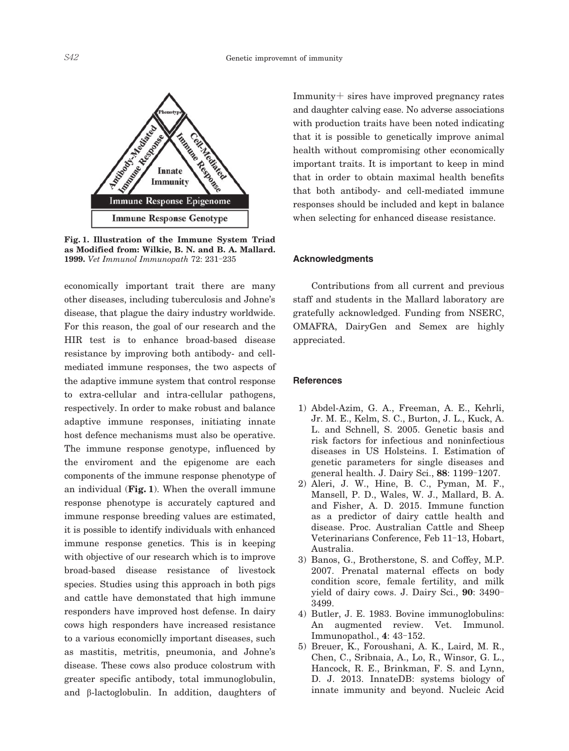Fig. 1. Illustration of the Immune System Triad as Modified from: Wilkie, B. N. and B. A. Mallard. 1999. *Vet Immunol Immunopath* 72: 231–235

economically important trait there are many other diseases, including tuberculosis and Johne's disease, that plague the dairy industry worldwide. For this reason, the goal of our research and the HIR test is to enhance broad-based disease resistance by improving both antibody- and cell-mediated immune responses, the two aspects of the adaptive immune system that control response to extra-cellular and intra-cellular pathogens, respectively. In order to make robust and balance adaptive immune responses, initiating innate host defence mechanisms must also be operative. The immune response genotype, influenced by the enviroment and the epigenome are each components of the immune response phenotype of an individual (**Fig. 1**). When the overall immune response phenotype is accurately captured and immune response breeding values are estimated, it is possible to identify individuals with enhanced immune response genetics. This is in keeping with objective of our research which is to improve broad-based disease resistance of livestock species. Studies using this approach in both pigs and cattle have demonstated that high immune responders have improved host defense. In dairy cows high responders have increased resistance to a various economiclly important diseases, such as mastitis, metritis, pneumonia, and Johne's disease. These cows also produce colostrum with greater specific antibody, total immunoglobulin, and β-lactoglobulin. In addition, daughters of Immunity+ sires have improved pregnancy rates and daughter calving ease. No adverse associations with production traits have been noted indicating that it is possible to genetically improve animal health without compromising other economically important traits. It is important to keep in mind that in order to obtain maximal health benefits that both antibody- and cell-mediated immune responses should be included and kept in balance when selecting for enhanced disease resistance.

## Acknowledgments

Contributions from all current and previous staff and students in the Mallard laboratory are gratefully acknowledged. Funding from NSERC, OMAFRA, DairyGen and Semex are highly appreciated.

## References

1) Abdel-Azim, G. A., Freeman, A. E., Kehrli, Jr. M. E., Kelm, S. C., Burton, J. L., Kuck, A. L. and Schnell, S. 2005. Genetic basis and risk factors for infectious and noninfectious diseases in US Holsteins. I. Estimation of genetic parameters for single diseases and general health. J. Dairy Sci., **88**: 1199–1207.
2) Aleri, J. W., Hine, B. C., Pyman, M. F., Mansell, P. D., Wales, W. J., Mallard, B. A. and Fisher, A. D. 2015. Immune function as a predictor of dairy cattle health and disease. Proc. Australian Cattle and Sheep Veterinarians Conference, Feb 11–13, Hobart, Australia.
3) Banos, G., Brotherstone, S. and Coffey, M.P. 2007. Prenatal maternal effects on body condition score, female fertility, and milk yield of dairy cows. J. Dairy Sci., **90**: 3490–3499.
4) Butler, J. E. 1983. Bovine immunoglobulins: An augmented review. Vet. Immunol. Immunopathol., **4**: 43–152.
5) Breuer, K., Foroushani, A. K., Laird, M. R., Chen, C., Sribnaia, A., Lo, R., Winsor, G. L., Hancock, R. E., Brinkman, F. S. and Lynn, D. J. 2013. InnateDB: systems biology of innate immunity and beyond. Nucleic Acid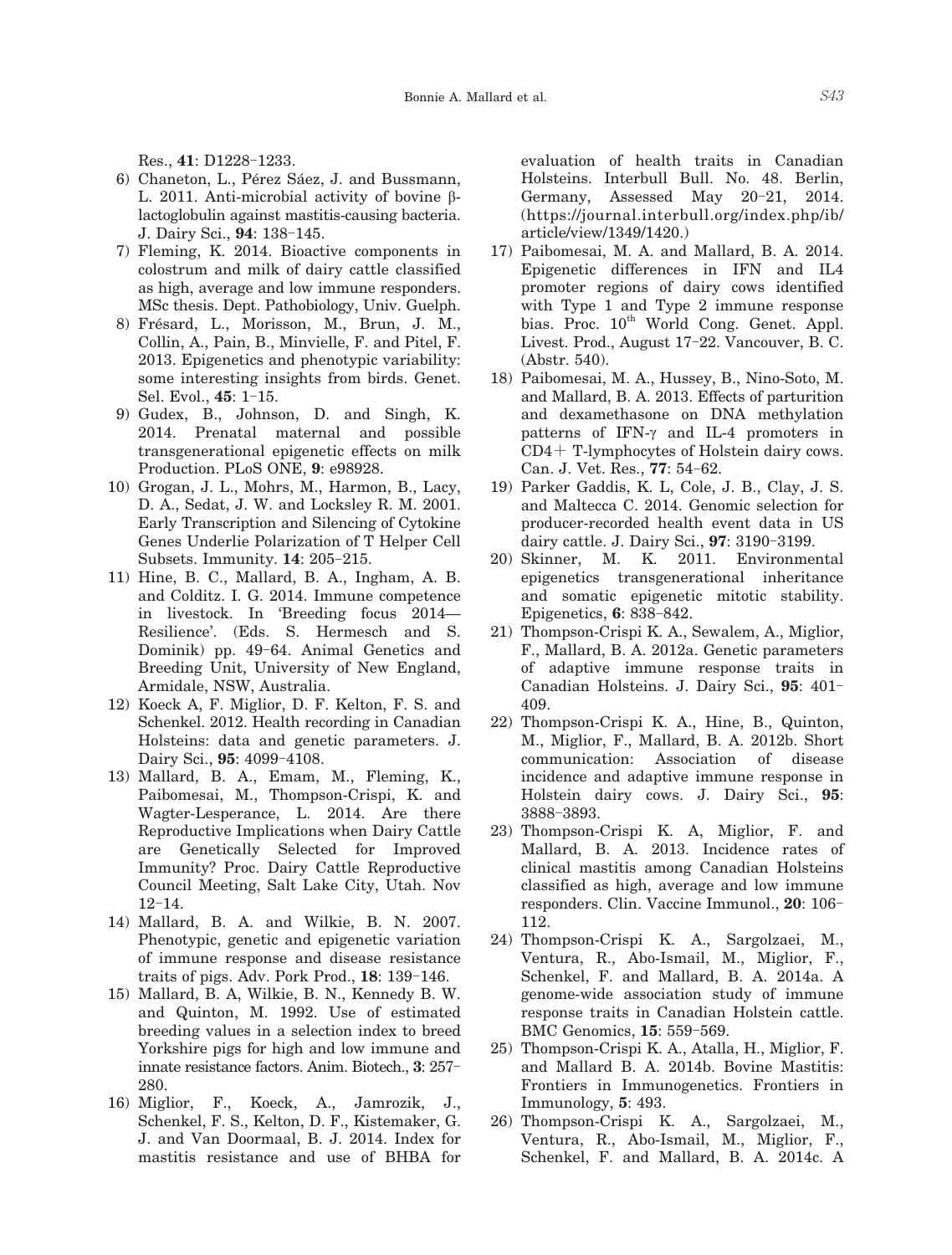Res., **41**: D1228–1233.

6) Chaneton, L., Pérez Sáez, J. and Bussmann, L. 2011. Anti-microbial activity of bovine β-lactoglobulin against mastitis-causing bacteria. J. Dairy Sci., **94**: 138–145.
7) Fleming, K. 2014. Bioactive components in colostrum and milk of dairy cattle classified as high, average and low immune responders. MSc thesis. Dept. Pathobiology, Univ. Guelph.
8) Frésard, L., Morisson, M., Brun, J. M., Collin, A., Pain, B., Minvielle, F. and Pitel, F. 2013. Epigenetics and phenotypic variability: some interesting insights from birds. Genet. Sel. Evol., **45**: 1–15.
9) Gudex, B., Johnson, D. and Singh, K. 2014. Prenatal maternal and possible transgenerational epigenetic effects on milk Production. PLoS ONE, **9**: e98928.
10) Grogan, J. L., Mohrs, M., Harmon, B., Lacy, D. A., Sedat, J. W. and Locksley R. M. 2001. Early Transcription and Silencing of Cytokine Genes Underlie Polarization of T Helper Cell Subsets. Immunity. **14**: 205–215.
11) Hine, B. C., Mallard, B. A., Ingham, A. B. and Colditz. I. G. 2014. Immune competence in livestock. In 'Breeding focus 2014—Resilience'. (Eds. S. Hermesch and S. Dominik) pp. 49–64. Animal Genetics and Breeding Unit, University of New England, Armidale, NSW, Australia.
12) Koeck A, F. Miglior, D. F. Kelton, F. S. and Schenkel. 2012. Health recording in Canadian Holsteins: data and genetic parameters. J. Dairy Sci., **95**: 4099–4108.
13) Mallard, B. A., Emam, M., Fleming, K., Paibomesai, M., Thompson-Crispi, K. and Wagter-Lesperance, L. 2014. Are there Reproductive Implications when Dairy Cattle are Genetically Selected for Improved Immunity? Proc. Dairy Cattle Reproductive Council Meeting, Salt Lake City, Utah. Nov 12–14.
14) Mallard, B. A. and Wilkie, B. N. 2007. Phenotypic, genetic and epigenetic variation of immune response and disease resistance traits of pigs. Adv. Pork Prod., **18**: 139–146.
15) Mallard, B. A, Wilkie, B. N., Kennedy B. W. and Quinton, M. 1992. Use of estimated breeding values in a selection index to breed Yorkshire pigs for high and low immune and innate resistance factors. Anim. Biotech., **3**: 257–280.
16) Miglior, F., Koeck, A., Jamrozik, J., Schenkel, F. S., Kelton, D. F., Kistemaker, G. J. and Van Doormaal, B. J. 2014. Index for mastitis resistance and use of BHBA for evaluation of health traits in Canadian Holsteins. Interbull Bull. No. 48. Berlin, Germany, Assessed May 20–21, 2014. (https://journal.interbull.org/index.php/ib/article/view/1349/1420.)
17) Paibomesai, M. A. and Mallard, B. A. 2014. Epigenetic differences in IFN and IL4 promoter regions of dairy cows identified with Type 1 and Type 2 immune response bias. Proc. 10th World Cong. Genet. Appl. Livest. Prod., August 17–22. Vancouver, B. C. (Abstr. 540).
18) Paibomesai, M. A., Hussey, B., Nino-Soto, M. and Mallard, B. A. 2013. Effects of parturition and dexamethasone on DNA methylation patterns of IFN-γ and IL-4 promoters in CD4+ T-lymphocytes of Holstein dairy cows. Can. J. Vet. Res., **77**: 54–62.
19) Parker Gaddis, K. L, Cole, J. B., Clay, J. S. and Maltecca C. 2014. Genomic selection for producer-recorded health event data in US dairy cattle. J. Dairy Sci., **97**: 3190–3199.
20) Skinner, M. K. 2011. Environmental epigenetics transgenerational inheritance and somatic epigenetic mitotic stability. Epigenetics, **6**: 838–842.
21) Thompson-Crispi K. A., Sewalem, A., Miglior, F., Mallard, B. A. 2012a. Genetic parameters of adaptive immune response traits in Canadian Holsteins. J. Dairy Sci., **95**: 401–409.
22) Thompson-Crispi K. A., Hine, B., Quinton, M., Miglior, F., Mallard, B. A. 2012b. Short communication: Association of disease incidence and adaptive immune response in Holstein dairy cows. J. Dairy Sci., **95**: 3888–3893.
23) Thompson-Crispi K. A, Miglior, F. and Mallard, B. A. 2013. Incidence rates of clinical mastitis among Canadian Holsteins classified as high, average and low immune responders. Clin. Vaccine Immunol., **20**: 106–112.
24) Thompson-Crispi K. A., Sargolzaei, M., Ventura, R., Abo-Ismail, M., Miglior, F., Schenkel, F. and Mallard, B. A. 2014a. A genome-wide association study of immune response traits in Canadian Holstein cattle. BMC Genomics, **15**: 559–569.
25) Thompson-Crispi K. A., Atalla, H., Miglior, F. and Mallard B. A. 2014b. Bovine Mastitis: Frontiers in Immunogenetics. Frontiers in Immunology, **5**: 493.
26) Thompson-Crispi K. A., Sargolzaei, M., Ventura, R., Abo-Ismail, M., Miglior, F., Schenkel, F. and Mallard, B. A. 2014c. A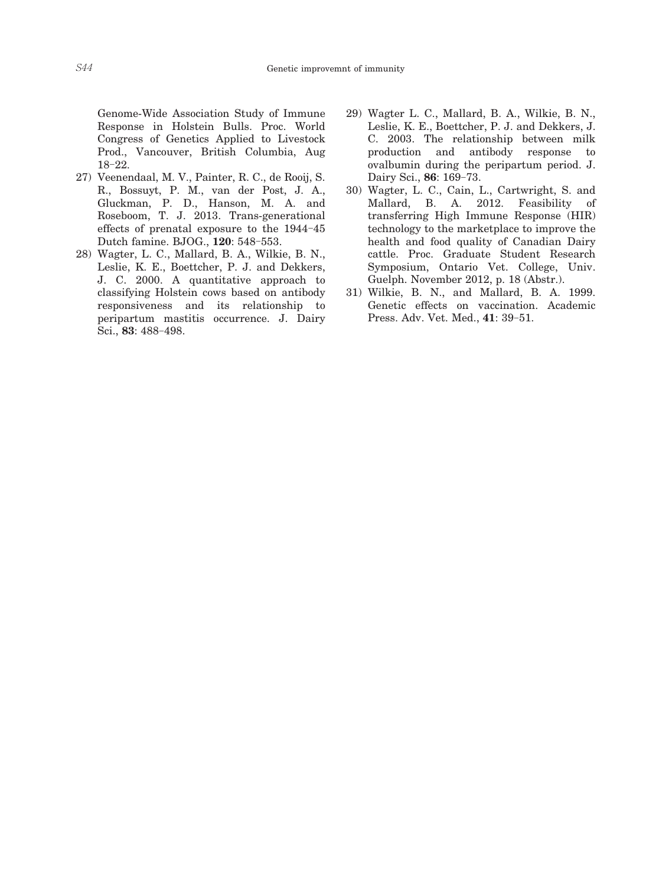Genome-Wide Association Study of Immune Response in Holstein Bulls. Proc. World Congress of Genetics Applied to Livestock Prod., Vancouver, British Columbia, Aug 18–22.

27) Veenendaal, M. V., Painter, R. C., de Rooij, S. R., Bossuyt, P. M., van der Post, J. A., Gluckman, P. D., Hanson, M. A. and Roseboom, T. J. 2013. Trans-generational effects of prenatal exposure to the 1944–45 Dutch famine. BJOG., **120**: 548–553.
28) Wagter, L. C., Mallard, B. A., Wilkie, B. N., Leslie, K. E., Boettcher, P. J. and Dekkers, J. C. 2000. A quantitative approach to classifying Holstein cows based on antibody responsiveness and its relationship to peripartum mastitis occurrence. J. Dairy Sci., **83**: 488–498.
29) Wagter L. C., Mallard, B. A., Wilkie, B. N., Leslie, K. E., Boettcher, P. J. and Dekkers, J. C. 2003. The relationship between milk production and antibody response to ovalbumin during the peripartum period. J. Dairy Sci., **86**: 169–73.
30) Wagter, L. C., Cain, L., Cartwright, S. and Mallard, B. A. 2012. Feasibility of transferring High Immune Response (HIR) technology to the marketplace to improve the health and food quality of Canadian Dairy cattle. Proc. Graduate Student Research Symposium, Ontario Vet. College, Univ. Guelph. November 2012, p. 18 (Abstr.).
31) Wilkie, B. N., and Mallard, B. A. 1999. Genetic effects on vaccination. Academic Press. Adv. Vet. Med., **41**: 39–51.